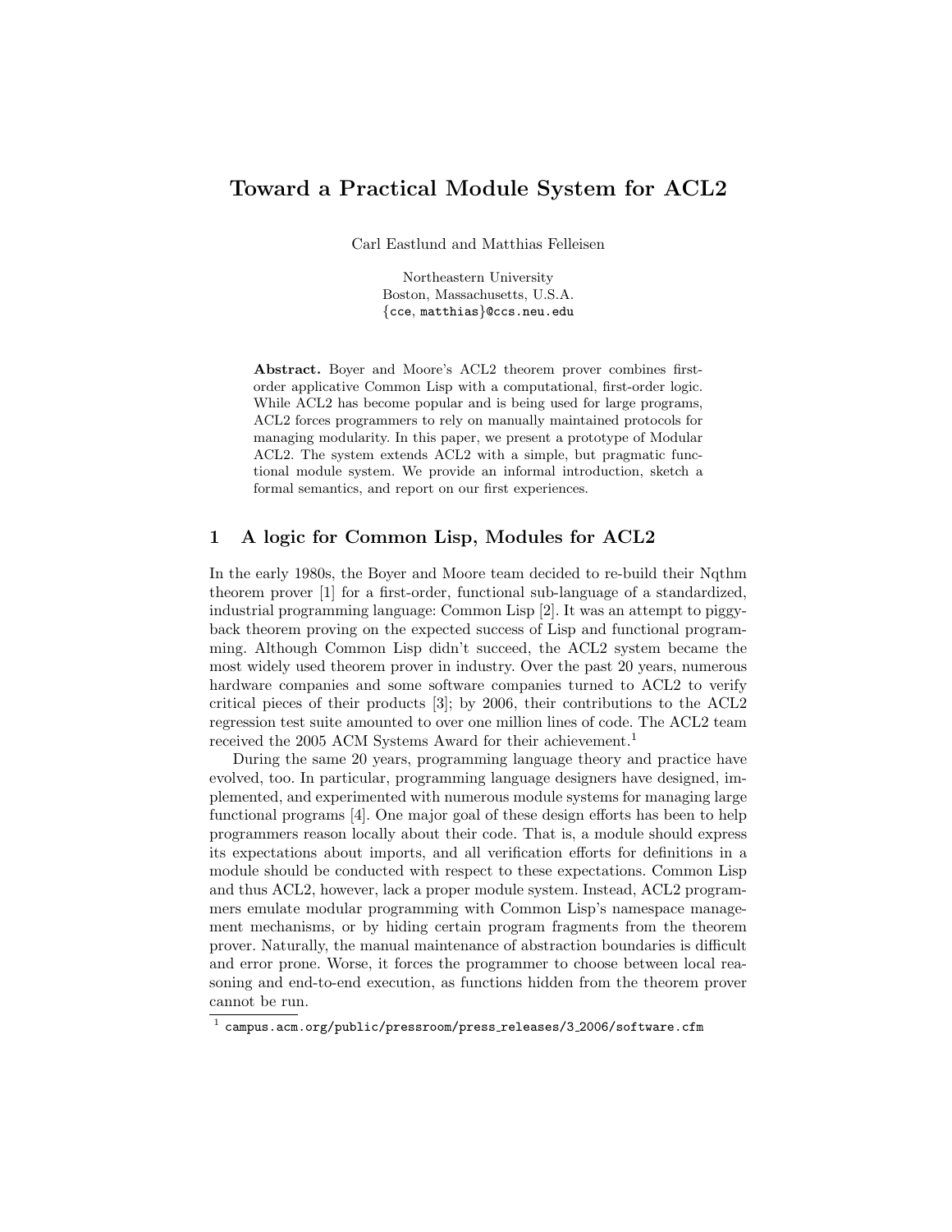# Toward a Practical Module System for ACL2

Carl Eastlund and Matthias Felleisen

Northeastern University
Boston, Massachusetts, U.S.A.
{cce, matthias}@ccs.neu.edu

**Abstract.** Boyer and Moore's ACL2 theorem prover combines first-order applicative Common Lisp with a computational, first-order logic. While ACL2 has become popular and is being used for large programs, ACL2 forces programmers to rely on manually maintained protocols for managing modularity. In this paper, we present a prototype of Modular ACL2. The system extends ACL2 with a simple, but pragmatic functional module system. We provide an informal introduction, sketch a formal semantics, and report on our first experiences.

## 1 A logic for Common Lisp, Modules for ACL2

In the early 1980s, the Boyer and Moore team decided to re-build their Nqthm theorem prover [1] for a first-order, functional sub-language of a standardized, industrial programming language: Common Lisp [2]. It was an attempt to piggy-back theorem proving on the expected success of Lisp and functional programming. Although Common Lisp didn't succeed, the ACL2 system became the most widely used theorem prover in industry. Over the past 20 years, numerous hardware companies and some software companies turned to ACL2 to verify critical pieces of their products [3]; by 2006, their contributions to the ACL2 regression test suite amounted to over one million lines of code. The ACL2 team received the 2005 ACM Systems Award for their achievement.[1]

During the same 20 years, programming language theory and practice have evolved, too. In particular, programming language designers have designed, implemented, and experimented with numerous module systems for managing large functional programs [4]. One major goal of these design efforts has been to help programmers reason locally about their code. That is, a module should express its expectations about imports, and all verification efforts for definitions in a module should be conducted with respect to these expectations. Common Lisp and thus ACL2, however, lack a proper module system. Instead, ACL2 programmers emulate modular programming with Common Lisp's namespace management mechanisms, or by hiding certain program fragments from the theorem prover. Naturally, the manual maintenance of abstraction boundaries is difficult and error prone. Worse, it forces the programmer to choose between local reasoning and end-to-end execution, as functions hidden from the theorem prover cannot be run.

[1] campus.acm.org/public/pressroom/press_releases/3_2006/software.cfm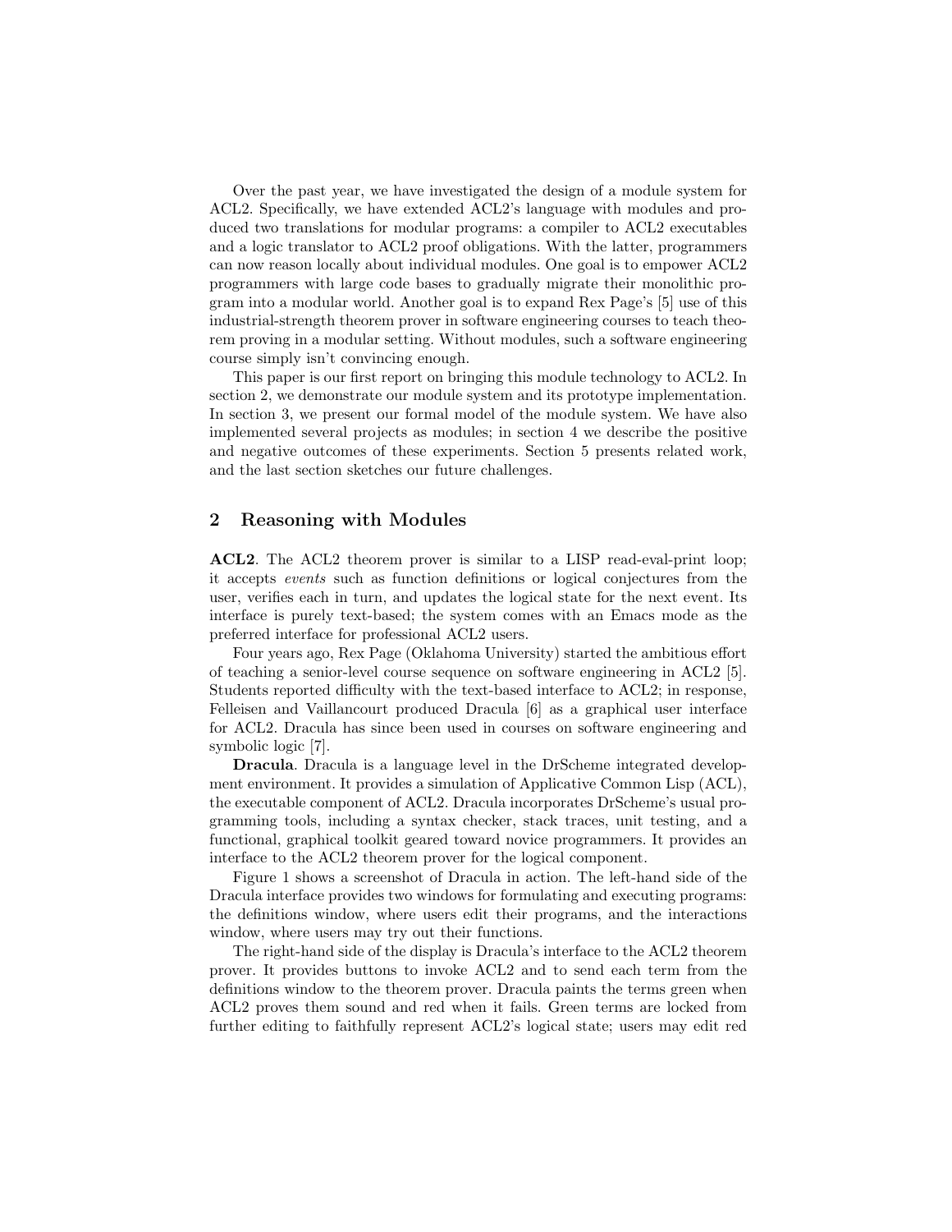Over the past year, we have investigated the design of a module system for ACL2. Specifically, we have extended ACL2's language with modules and produced two translations for modular programs: a compiler to ACL2 executables and a logic translator to ACL2 proof obligations. With the latter, programmers can now reason locally about individual modules. One goal is to empower ACL2 programmers with large code bases to gradually migrate their monolithic program into a modular world. Another goal is to expand Rex Page's [5] use of this industrial-strength theorem prover in software engineering courses to teach theorem proving in a modular setting. Without modules, such a software engineering course simply isn't convincing enough.

This paper is our first report on bringing this module technology to ACL2. In section 2, we demonstrate our module system and its prototype implementation. In section 3, we present our formal model of the module system. We have also implemented several projects as modules; in section 4 we describe the positive and negative outcomes of these experiments. Section 5 presents related work, and the last section sketches our future challenges.

## 2 Reasoning with Modules

**ACL2**. The ACL2 theorem prover is similar to a LISP read-eval-print loop; it accepts *events* such as function definitions or logical conjectures from the user, verifies each in turn, and updates the logical state for the next event. Its interface is purely text-based; the system comes with an Emacs mode as the preferred interface for professional ACL2 users.

Four years ago, Rex Page (Oklahoma University) started the ambitious effort of teaching a senior-level course sequence on software engineering in ACL2 [5]. Students reported difficulty with the text-based interface to ACL2; in response, Felleisen and Vaillancourt produced Dracula [6] as a graphical user interface for ACL2. Dracula has since been used in courses on software engineering and symbolic logic [7].

**Dracula**. Dracula is a language level in the DrScheme integrated development environment. It provides a simulation of Applicative Common Lisp (ACL), the executable component of ACL2. Dracula incorporates DrScheme's usual programming tools, including a syntax checker, stack traces, unit testing, and a functional, graphical toolkit geared toward novice programmers. It provides an interface to the ACL2 theorem prover for the logical component.

Figure 1 shows a screenshot of Dracula in action. The left-hand side of the Dracula interface provides two windows for formulating and executing programs: the definitions window, where users edit their programs, and the interactions window, where users may try out their functions.

The right-hand side of the display is Dracula's interface to the ACL2 theorem prover. It provides buttons to invoke ACL2 and to send each term from the definitions window to the theorem prover. Dracula paints the terms green when ACL2 proves them sound and red when it fails. Green terms are locked from further editing to faithfully represent ACL2's logical state; users may edit red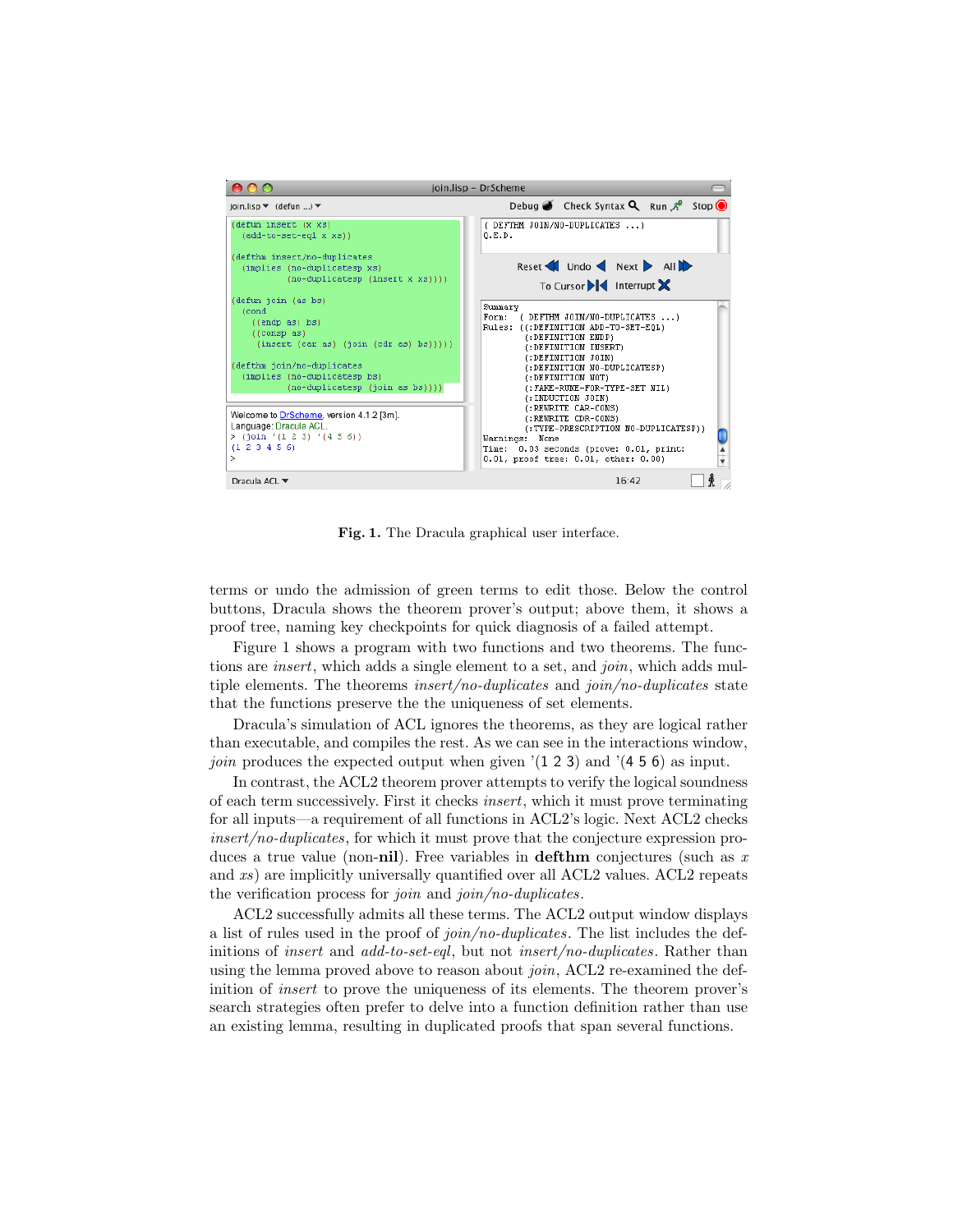**Fig. 1.** The Dracula graphical user interface.

terms or undo the admission of green terms to edit those. Below the control buttons, Dracula shows the theorem prover's output; above them, it shows a proof tree, naming key checkpoints for quick diagnosis of a failed attempt.

Figure 1 shows a program with two functions and two theorems. The functions are *insert*, which adds a single element to a set, and *join*, which adds multiple elements. The theorems *insert/no-duplicates* and *join/no-duplicates* state that the functions preserve the the uniqueness of set elements.

Dracula's simulation of ACL ignores the theorems, as they are logical rather than executable, and compiles the rest. As we can see in the interactions window, *join* produces the expected output when given '(1 2 3) and '(4 5 6) as input.

In contrast, the ACL2 theorem prover attempts to verify the logical soundness of each term successively. First it checks *insert*, which it must prove terminating for all inputs—a requirement of all functions in ACL2's logic. Next ACL2 checks *insert/no-duplicates*, for which it must prove that the conjecture expression produces a true value (non-**nil**). Free variables in **defthm** conjectures (such as *x* and *xs*) are implicitly universally quantified over all ACL2 values. ACL2 repeats the verification process for *join* and *join/no-duplicates*.

ACL2 successfully admits all these terms. The ACL2 output window displays a list of rules used in the proof of *join/no-duplicates*. The list includes the definitions of *insert* and *add-to-set-eql*, but not *insert/no-duplicates*. Rather than using the lemma proved above to reason about *join*, ACL2 re-examined the definition of *insert* to prove the uniqueness of its elements. The theorem prover's search strategies often prefer to delve into a function definition rather than use an existing lemma, resulting in duplicated proofs that span several functions.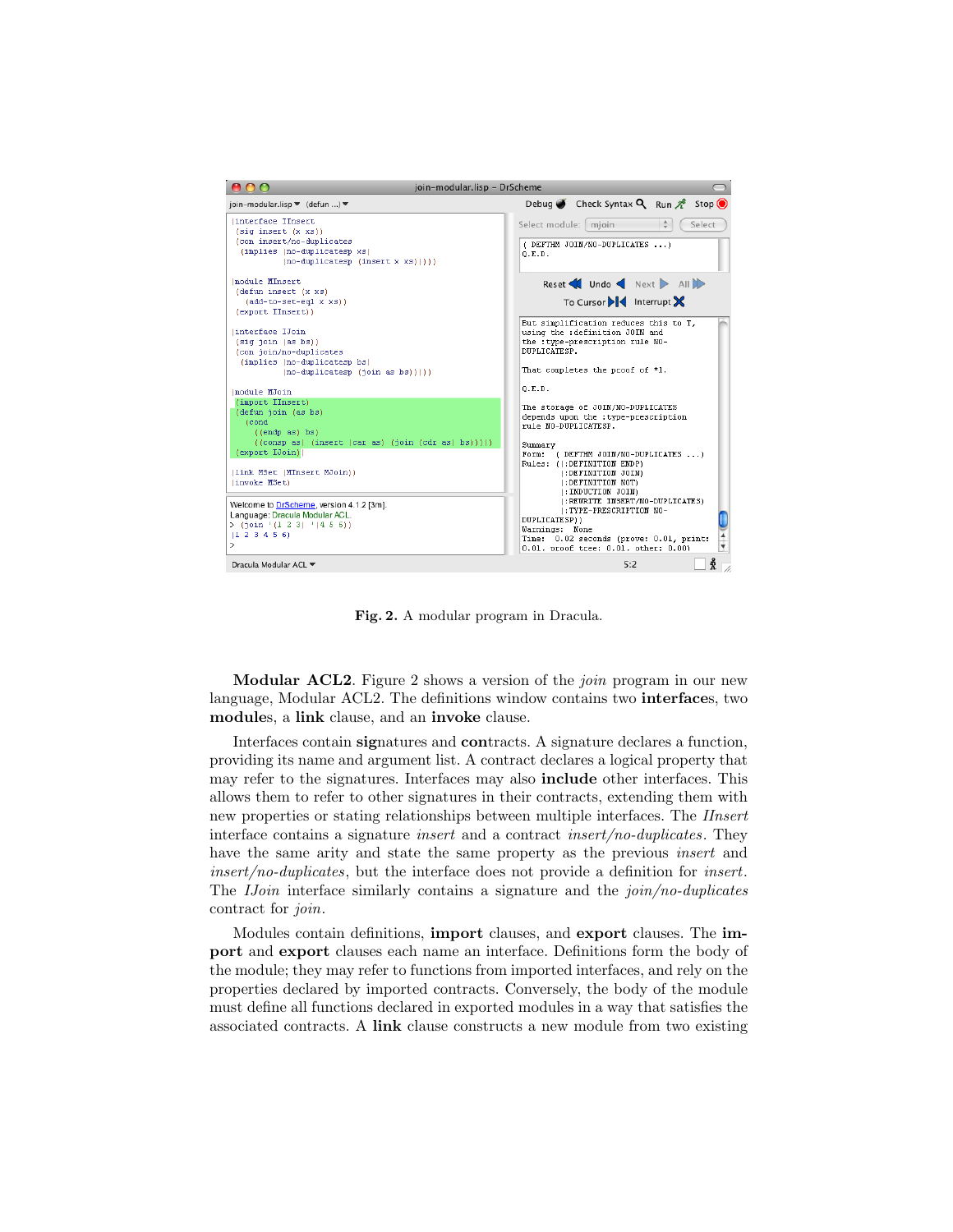**Fig. 2.** A modular program in Dracula.

**Modular ACL2.** Figure 2 shows a version of the *join* program in our new language, Modular ACL2. The definitions window contains two **interface**s, two **module**s, a **link** clause, and an **invoke** clause.

Interfaces contain **sig**natures and **con**tracts. A signature declares a function, providing its name and argument list. A contract declares a logical property that may refer to the signatures. Interfaces may also **include** other interfaces. This allows them to refer to other signatures in their contracts, extending them with new properties or stating relationships between multiple interfaces. The *IInsert* interface contains a signature *insert* and a contract *insert/no-duplicates*. They have the same arity and state the same property as the previous *insert* and *insert/no-duplicates*, but the interface does not provide a definition for *insert*. The *IJoin* interface similarly contains a signature and the *join/no-duplicates* contract for *join*.

Modules contain definitions, **import** clauses, and **export** clauses. The **import** and **export** clauses each name an interface. Definitions form the body of the module; they may refer to functions from imported interfaces, and rely on the properties declared by imported contracts. Conversely, the body of the module must define all functions declared in exported modules in a way that satisfies the associated contracts. A **link** clause constructs a new module from two existing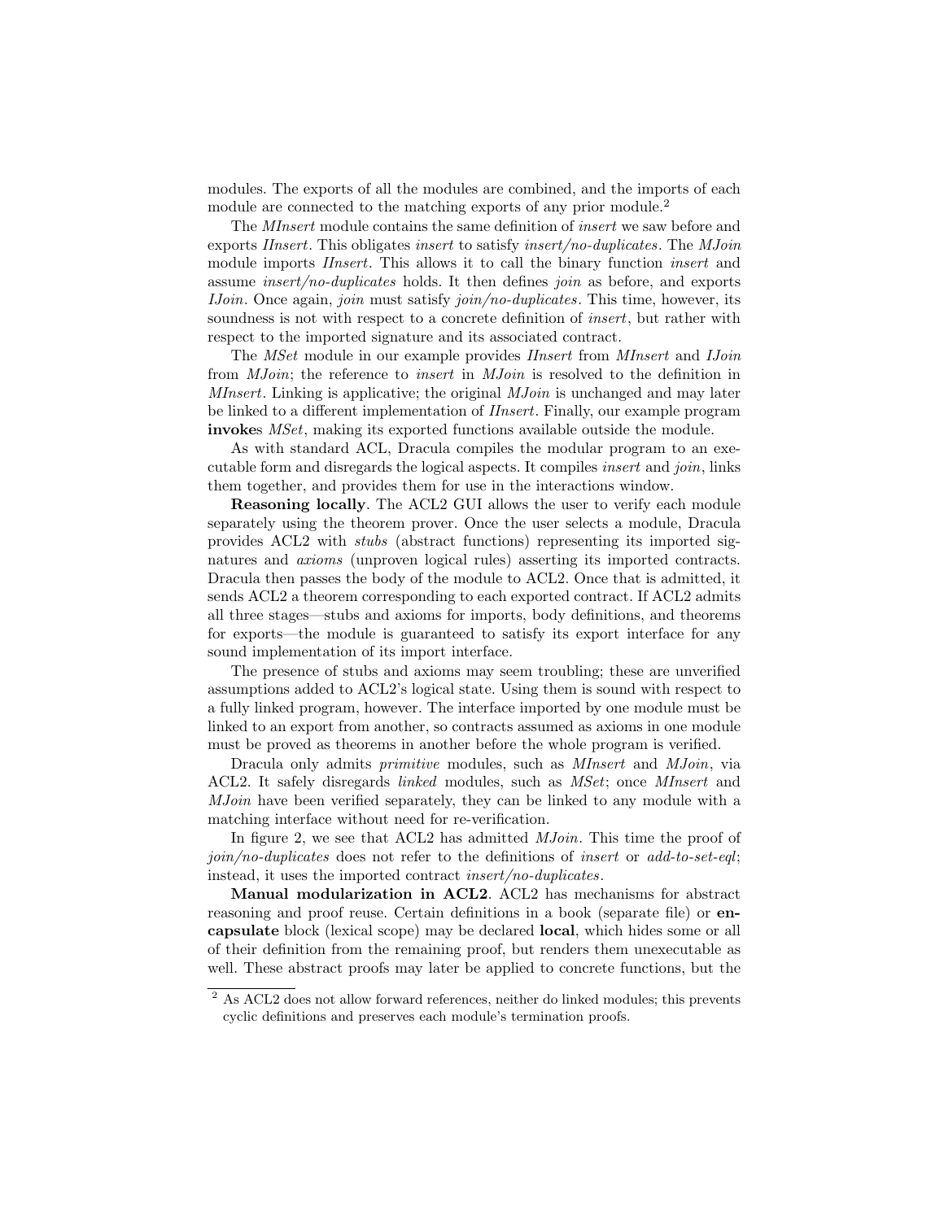modules. The exports of all the modules are combined, and the imports of each module are connected to the matching exports of any prior module.[2]

The *MInsert* module contains the same definition of *insert* we saw before and exports *IInsert*. This obligates *insert* to satisfy *insert/no-duplicates*. The *MJoin* module imports *IInsert*. This allows it to call the binary function *insert* and assume *insert/no-duplicates* holds. It then defines *join* as before, and exports *IJoin*. Once again, *join* must satisfy *join/no-duplicates*. This time, however, its soundness is not with respect to a concrete definition of *insert*, but rather with respect to the imported signature and its associated contract.

The *MSet* module in our example provides *IInsert* from *MInsert* and *IJoin* from *MJoin*; the reference to *insert* in *MJoin* is resolved to the definition in *MInsert*. Linking is applicative; the original *MJoin* is unchanged and may later be linked to a different implementation of *IInsert*. Finally, our example program **invoke**s *MSet*, making its exported functions available outside the module.

As with standard ACL, Dracula compiles the modular program to an executable form and disregards the logical aspects. It compiles *insert* and *join*, links them together, and provides them for use in the interactions window.

**Reasoning locally**. The ACL2 GUI allows the user to verify each module separately using the theorem prover. Once the user selects a module, Dracula provides ACL2 with *stubs* (abstract functions) representing its imported signatures and *axioms* (unproven logical rules) asserting its imported contracts. Dracula then passes the body of the module to ACL2. Once that is admitted, it sends ACL2 a theorem corresponding to each exported contract. If ACL2 admits all three stages—stubs and axioms for imports, body definitions, and theorems for exports—the module is guaranteed to satisfy its export interface for any sound implementation of its import interface.

The presence of stubs and axioms may seem troubling; these are unverified assumptions added to ACL2's logical state. Using them is sound with respect to a fully linked program, however. The interface imported by one module must be linked to an export from another, so contracts assumed as axioms in one module must be proved as theorems in another before the whole program is verified.

Dracula only admits *primitive* modules, such as *MInsert* and *MJoin*, via ACL2. It safely disregards *linked* modules, such as *MSet*; once *MInsert* and *MJoin* have been verified separately, they can be linked to any module with a matching interface without need for re-verification.

In figure 2, we see that ACL2 has admitted *MJoin*. This time the proof of *join/no-duplicates* does not refer to the definitions of *insert* or *add-to-set-eql*; instead, it uses the imported contract *insert/no-duplicates*.

**Manual modularization in ACL2**. ACL2 has mechanisms for abstract reasoning and proof reuse. Certain definitions in a book (separate file) or **encapsulate** block (lexical scope) may be declared **local**, which hides some or all of their definition from the remaining proof, but renders them unexecutable as well. These abstract proofs may later be applied to concrete functions, but the

[2] As ACL2 does not allow forward references, neither do linked modules; this prevents cyclic definitions and preserves each module's termination proofs.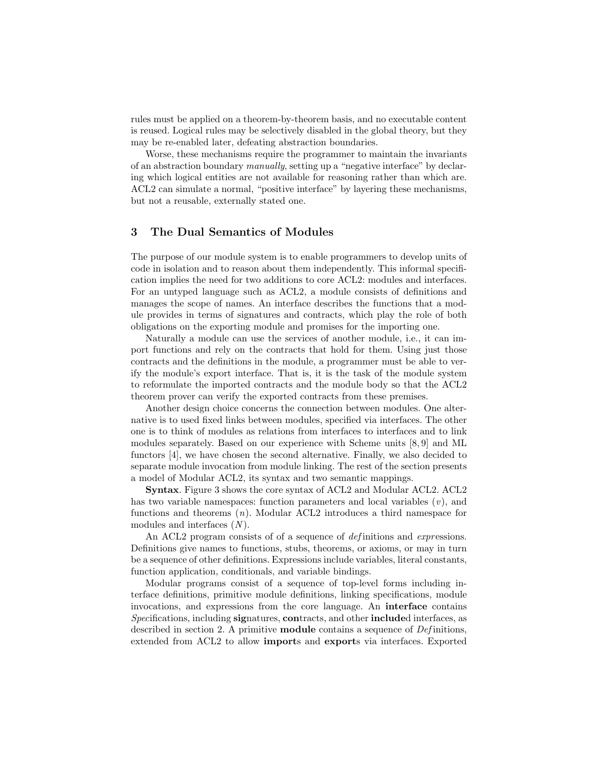rules must be applied on a theorem-by-theorem basis, and no executable content is reused. Logical rules may be selectively disabled in the global theory, but they may be re-enabled later, defeating abstraction boundaries.

Worse, these mechanisms require the programmer to maintain the invariants of an abstraction boundary *manually*, setting up a "negative interface" by declaring which logical entities are not available for reasoning rather than which are. ACL2 can simulate a normal, "positive interface" by layering these mechanisms, but not a reusable, externally stated one.

## 3 The Dual Semantics of Modules

The purpose of our module system is to enable programmers to develop units of code in isolation and to reason about them independently. This informal specification implies the need for two additions to core ACL2: modules and interfaces. For an untyped language such as ACL2, a module consists of definitions and manages the scope of names. An interface describes the functions that a module provides in terms of signatures and contracts, which play the role of both obligations on the exporting module and promises for the importing one.

Naturally a module can use the services of another module, i.e., it can import functions and rely on the contracts that hold for them. Using just those contracts and the definitions in the module, a programmer must be able to verify the module's export interface. That is, it is the task of the module system to reformulate the imported contracts and the module body so that the ACL2 theorem prover can verify the exported contracts from these premises.

Another design choice concerns the connection between modules. One alternative is to used fixed links between modules, specified via interfaces. The other one is to think of modules as relations from interfaces to interfaces and to link modules separately. Based on our experience with Scheme units [8, 9] and ML functors [4], we have chosen the second alternative. Finally, we also decided to separate module invocation from module linking. The rest of the section presents a model of Modular ACL2, its syntax and two semantic mappings.

**Syntax**. Figure 3 shows the core syntax of ACL2 and Modular ACL2. ACL2 has two variable namespaces: function parameters and local variables ($v$), and functions and theorems ($n$). Modular ACL2 introduces a third namespace for modules and interfaces ($N$).

An ACL2 program consists of of a sequence of *def* initions and *expr* essions. Definitions give names to functions, stubs, theorems, or axioms, or may in turn be a sequence of other definitions. Expressions include variables, literal constants, function application, conditionals, and variable bindings.

Modular programs consist of a sequence of top-level forms including interface definitions, primitive module definitions, linking specifications, module invocations, and expressions from the core language. An **interface** contains *Spec* ifications, including **sig** natures, **con** tracts, and other **include** d interfaces, as described in section 2. A primitive **module** contains a sequence of *Def* initions, extended from ACL2 to allow **import** s and **export** s via interfaces. Exported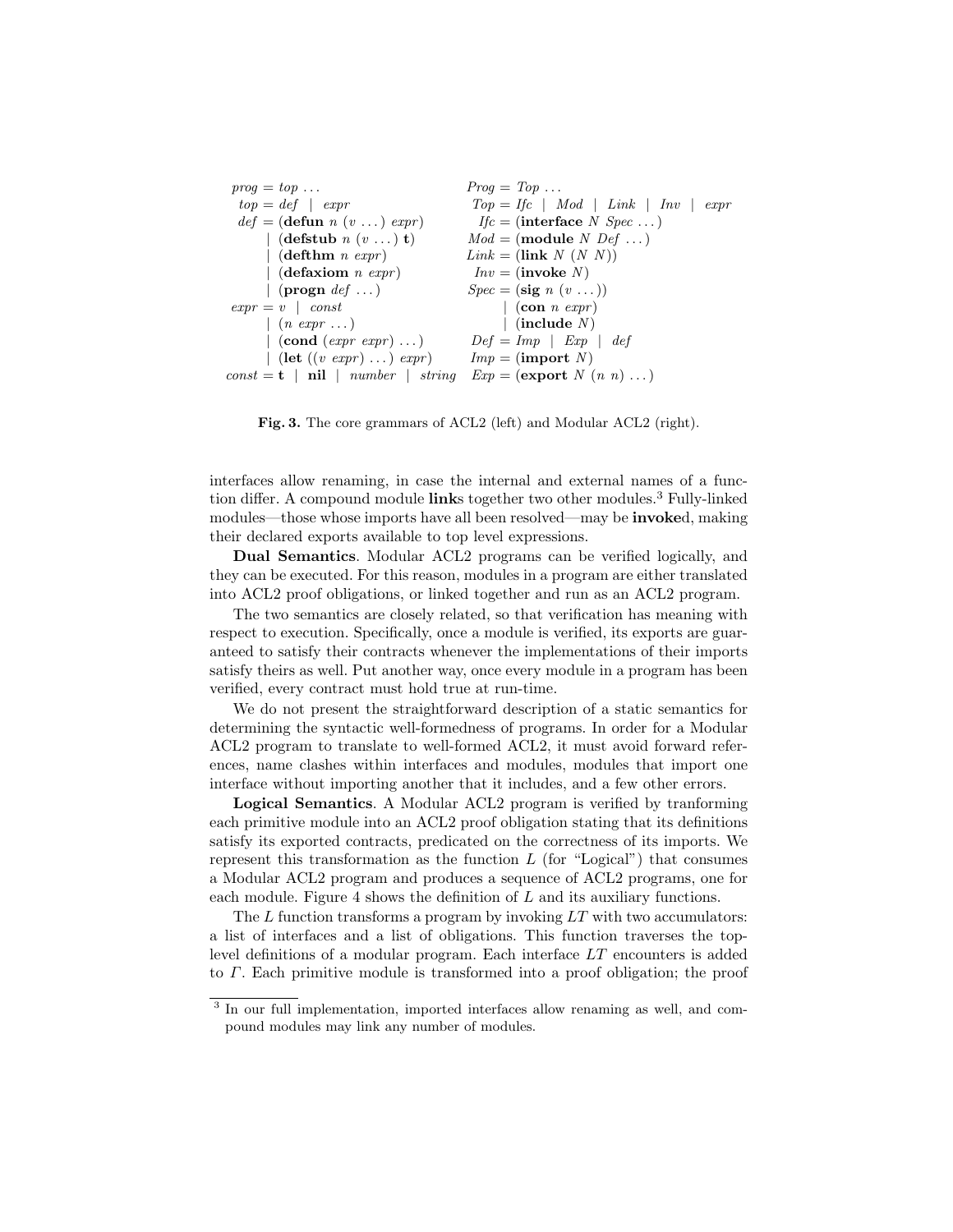```
prog  = top ...                            Prog = Top ...
top   = def | expr                         Top  = Ifc | Mod | Link | Inv | expr
def   = (defun n (v ...) expr)             Ifc  = (interface N Spec ...)
      | (defstub n (v ...) t)              Mod  = (module N Def ...)
      | (defthm n expr)                    Link = (link N (N N))
      | (defaxiom n expr)                  Inv  = (invoke N)
      | (progn def ...)                    Spec = (sig n (v ...))
expr  = v | const                               | (con n expr)
      | (n expr ...)                            | (include N)
      | (cond (expr expr) ...)             Def  = Imp | Exp | def
      | (let ((v expr) ...) expr)          Imp  = (import N)
const = t | nil | number | string          Exp  = (export N (n n) ...)
```

**Fig. 3.** The core grammars of ACL2 (left) and Modular ACL2 (right).

interfaces allow renaming, in case the internal and external names of a function differ. A compound module **link**s together two other modules.[3] Fully-linked modules—those whose imports have all been resolved—may be **invoke**d, making their declared exports available to top level expressions.

**Dual Semantics**. Modular ACL2 programs can be verified logically, and they can be executed. For this reason, modules in a program are either translated into ACL2 proof obligations, or linked together and run as an ACL2 program.

The two semantics are closely related, so that verification has meaning with respect to execution. Specifically, once a module is verified, its exports are guaranteed to satisfy their contracts whenever the implementations of their imports satisfy theirs as well. Put another way, once every module in a program has been verified, every contract must hold true at run-time.

We do not present the straightforward description of a static semantics for determining the syntactic well-formedness of programs. In order for a Modular ACL2 program to translate to well-formed ACL2, it must avoid forward references, name clashes within interfaces and modules, modules that import one interface without importing another that it includes, and a few other errors.

**Logical Semantics**. A Modular ACL2 program is verified by tranforming each primitive module into an ACL2 proof obligation stating that its definitions satisfy its exported contracts, predicated on the correctness of its imports. We represent this transformation as the function $L$ (for "Logical") that consumes a Modular ACL2 program and produces a sequence of ACL2 programs, one for each module. Figure 4 shows the definition of $L$ and its auxiliary functions.

The $L$ function transforms a program by invoking $LT$ with two accumulators: a list of interfaces and a list of obligations. This function traverses the top-level definitions of a modular program. Each interface $LT$ encounters is added to $\Gamma$. Each primitive module is transformed into a proof obligation; the proof

[3] In our full implementation, imported interfaces allow renaming as well, and compound modules may link any number of modules.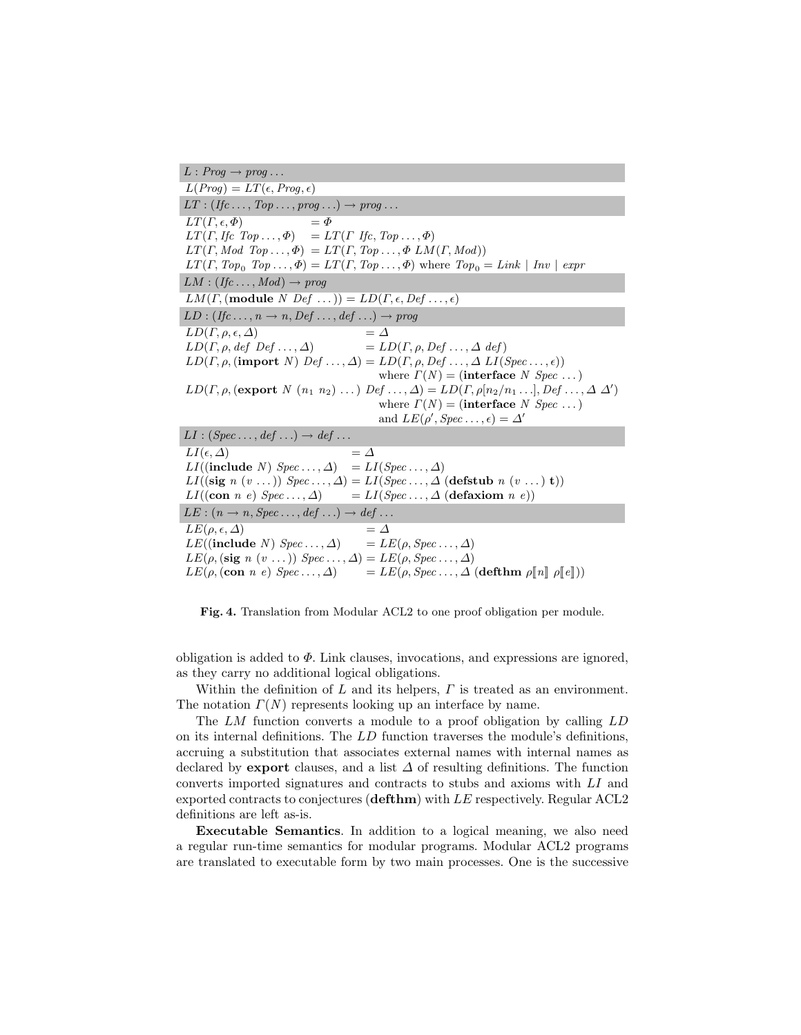$$L : \mathit{Prog} \rightarrow \mathit{prog} \ldots$$

$$L(\mathit{Prog}) = LT(\epsilon, \mathit{Prog}, \epsilon)$$

$$LT : (\mathit{Ifc} \ldots, \mathit{Top} \ldots, \mathit{prog} \ldots) \rightarrow \mathit{prog} \ldots$$

$$\begin{aligned}
LT(\Gamma, \epsilon, \Phi) &= \Phi \\
LT(\Gamma, \mathit{Ifc}\ \mathit{Top} \ldots, \Phi) &= LT(\Gamma\ \mathit{Ifc}, \mathit{Top} \ldots, \Phi) \\
LT(\Gamma, \mathit{Mod}\ \mathit{Top} \ldots, \Phi) &= LT(\Gamma, \mathit{Top} \ldots, \Phi\ LM(\Gamma, \mathit{Mod})) \\
LT(\Gamma, \mathit{Top}_0\ \mathit{Top} \ldots, \Phi) &= LT(\Gamma, \mathit{Top} \ldots, \Phi) \text{ where } \mathit{Top}_0 = \mathit{Link} \mid \mathit{Inv} \mid \mathit{expr}
\end{aligned}$$

$$LM : (\mathit{Ifc} \ldots, \mathit{Mod}) \rightarrow \mathit{prog}$$

$$LM(\Gamma, (\textbf{module}\ N\ \mathit{Def}\ \ldots)) = LD(\Gamma, \epsilon, \mathit{Def} \ldots, \epsilon)$$

$$LD : (\mathit{Ifc} \ldots, n \rightarrow n, \mathit{Def} \ldots, \mathit{def} \ldots) \rightarrow \mathit{prog}$$

$$\begin{aligned}
LD(\Gamma, \rho, \epsilon, \Delta) &= \Delta \\
LD(\Gamma, \rho, \mathit{def}\ \mathit{Def} \ldots, \Delta) &= LD(\Gamma, \rho, \mathit{Def} \ldots, \Delta\ \mathit{def}) \\
LD(\Gamma, \rho, (\textbf{import}\ N)\ \mathit{Def} \ldots, \Delta) &= LD(\Gamma, \rho, \mathit{Def} \ldots, \Delta\ LI(\mathit{Spec} \ldots, \epsilon)) \\
&\quad \text{where } \Gamma(N) = (\textbf{interface}\ N\ \mathit{Spec}\ \ldots) \\
LD(\Gamma, \rho, (\textbf{export}\ N\ (n_1\ n_2)\ \ldots)\ \mathit{Def} \ldots, \Delta) &= LD(\Gamma, \rho[n_2/n_1 \ldots], \mathit{Def} \ldots, \Delta\ \Delta') \\
&\quad \text{where } \Gamma(N) = (\textbf{interface}\ N\ \mathit{Spec}\ \ldots) \\
&\quad \text{and } LE(\rho', \mathit{Spec} \ldots, \epsilon) = \Delta'
\end{aligned}$$

$$LI : (\mathit{Spec} \ldots, \mathit{def} \ldots) \rightarrow \mathit{def} \ldots$$

$$\begin{aligned}
LI(\epsilon, \Delta) &= \Delta \\
LI((\textbf{include}\ N)\ \mathit{Spec} \ldots, \Delta) &= LI(\mathit{Spec} \ldots, \Delta) \\
LI((\textbf{sig}\ n\ (v\ \ldots))\ \mathit{Spec} \ldots, \Delta) &= LI(\mathit{Spec} \ldots, \Delta\ (\textbf{defstub}\ n\ (v\ \ldots)\ \textbf{t})) \\
LI((\textbf{con}\ n\ e)\ \mathit{Spec} \ldots, \Delta) &= LI(\mathit{Spec} \ldots, \Delta\ (\textbf{defaxiom}\ n\ e))
\end{aligned}$$

$$LE : (n \rightarrow n, \mathit{Spec} \ldots, \mathit{def} \ldots) \rightarrow \mathit{def} \ldots$$

$$\begin{aligned}
LE(\rho, \epsilon, \Delta) &= \Delta \\
LE((\textbf{include}\ N)\ \mathit{Spec} \ldots, \Delta) &= LE(\rho, \mathit{Spec} \ldots, \Delta) \\
LE(\rho, (\textbf{sig}\ n\ (v\ \ldots))\ \mathit{Spec} \ldots, \Delta) &= LE(\rho, \mathit{Spec} \ldots, \Delta) \\
LE(\rho, (\textbf{con}\ n\ e)\ \mathit{Spec} \ldots, \Delta) &= LE(\rho, \mathit{Spec} \ldots, \Delta\ (\textbf{defthm}\ \rho[\![n]\!]\ \rho[\![e]\!]))
\end{aligned}$$

**Fig. 4.** Translation from Modular ACL2 to one proof obligation per module.

obligation is added to $\Phi$. Link clauses, invocations, and expressions are ignored, as they carry no additional logical obligations.

Within the definition of $L$ and its helpers, $\Gamma$ is treated as an environment. The notation $\Gamma(N)$ represents looking up an interface by name.

The $LM$ function converts a module to a proof obligation by calling $LD$ on its internal definitions. The $LD$ function traverses the module's definitions, accruing a substitution that associates external names with internal names as declared by **export** clauses, and a list $\Delta$ of resulting definitions. The function converts imported signatures and contracts to stubs and axioms with $LI$ and exported contracts to conjectures (**defthm**) with $LE$ respectively. Regular ACL2 definitions are left as-is.

**Executable Semantics**. In addition to a logical meaning, we also need a regular run-time semantics for modular programs. Modular ACL2 programs are translated to executable form by two main processes. One is the successive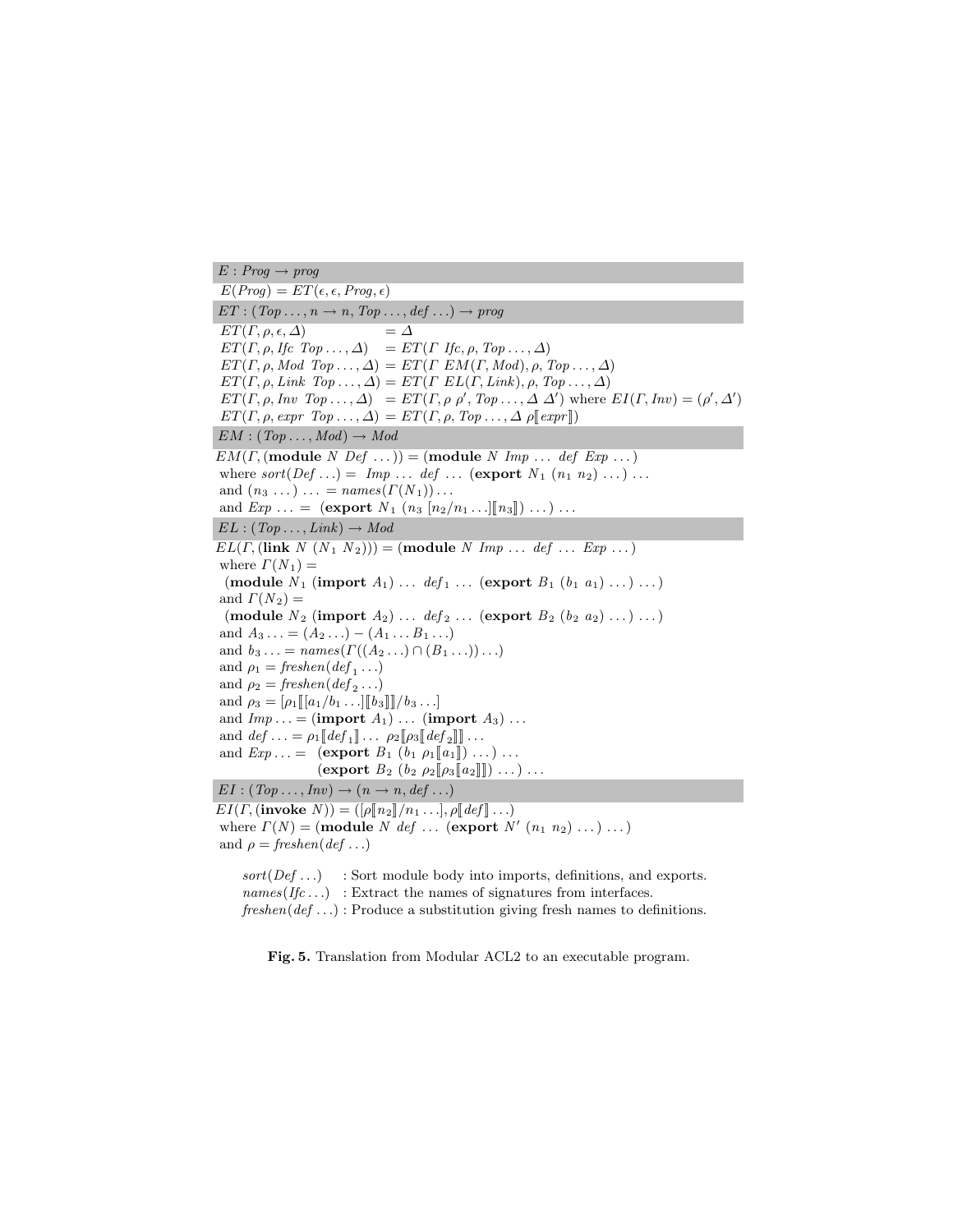$E : Prog \rightarrow prog$

$E(Prog) = ET(\epsilon, \epsilon, Prog, \epsilon)$

$ET : (Top\ldots, n \rightarrow n, Top\ldots, def\ldots) \rightarrow prog$

$$
\begin{array}{ll}
ET(\Gamma, \rho, \epsilon, \Delta) & = \Delta \\
ET(\Gamma, \rho, Ifc\ Top\ldots, \Delta) & = ET(\Gamma\ Ifc, \rho, Top\ldots, \Delta) \\
ET(\Gamma, \rho, Mod\ Top\ldots, \Delta) & = ET(\Gamma\ EM(\Gamma, Mod), \rho, Top\ldots, \Delta) \\
ET(\Gamma, \rho, Link\ Top\ldots, \Delta) & = ET(\Gamma\ EL(\Gamma, Link), \rho, Top\ldots, \Delta) \\
ET(\Gamma, \rho, Inv\ Top\ldots, \Delta) & = ET(\Gamma, \rho\ \rho', Top\ldots, \Delta\ \Delta') \text{ where } EI(\Gamma, Inv) = (\rho', \Delta') \\
ET(\Gamma, \rho, expr\ Top\ldots, \Delta) & = ET(\Gamma, \rho, Top\ldots, \Delta\ \rho[\![expr]\!])
\end{array}
$$

$EM : (Top\ldots, Mod) \rightarrow Mod$

$EM(\Gamma, (\textbf{module}\ N\ Def\ \ldots)) = (\textbf{module}\ N\ Imp\ \ldots\ def\ Exp\ \ldots)$
where $sort(Def\ldots) = Imp\ \ldots\ def\ \ldots\ (\textbf{export}\ N_1\ (n_1\ n_2)\ \ldots)\ \ldots$
and $(n_3\ \ldots)\ \ldots = names(\Gamma(N_1))\ldots$
and $Exp\ \ldots = (\textbf{export}\ N_1\ (n_3\ [n_2/n_1\ldots][\![n_3]\!])\ \ldots)\ \ldots$

$EL : (Top\ldots, Link) \rightarrow Mod$

$EL(\Gamma, (\textbf{link}\ N\ (N_1\ N_2))) = (\textbf{module}\ N\ Imp\ \ldots\ def\ \ldots\ Exp\ \ldots)$
where $\Gamma(N_1) =$
$(\textbf{module}\ N_1\ (\textbf{import}\ A_1)\ \ldots\ def_1\ \ldots\ (\textbf{export}\ B_1\ (b_1\ a_1)\ \ldots)\ \ldots)$
and $\Gamma(N_2) =$
$(\textbf{module}\ N_2\ (\textbf{import}\ A_2)\ \ldots\ def_2\ \ldots\ (\textbf{export}\ B_2\ (b_2\ a_2)\ \ldots)\ \ldots)$
and $A_3\ldots = (A_2\ldots) - (A_1\ldots B_1\ldots)$
and $b_3\ldots = names(\Gamma((A_2\ldots) \cap (B_1\ldots))\ldots)$
and $\rho_1 = freshen(def_1\ldots)$
and $\rho_2 = freshen(def_2\ldots)$
and $\rho_3 = [\rho_1[\![[a_1/b_1\ldots][\![b_3]\!]]\!]/b_3\ldots]$
and $Imp\ldots = (\textbf{import}\ A_1)\ \ldots\ (\textbf{import}\ A_3)\ \ldots$
and $def\ldots = \rho_1[\![def_1]\!]\ldots\ \rho_2[\![\rho_3[\![def_2]\!]]\!]\ldots$
and $Exp\ldots = (\textbf{export}\ B_1\ (b_1\ \rho_1[\![a_1]\!])\ \ldots)\ \ldots$
$(\textbf{export}\ B_2\ (b_2\ \rho_2[\![\rho_3[\![a_2]\!]]\!])\ \ldots)\ \ldots$

$EI : (Top\ldots, Inv) \rightarrow (n \rightarrow n, def\ldots)$

$EI(\Gamma, (\textbf{invoke}\ N)) = ([\rho[\![n_2]\!]/n_1\ldots], \rho[\![def]\!]\ldots)$
where $\Gamma(N) = (\textbf{module}\ N\ def\ \ldots\ (\textbf{export}\ N'\ (n_1\ n_2)\ \ldots)\ \ldots)$
and $\rho = freshen(def\ldots)$

- $sort(Def\ldots)$ : Sort module body into imports, definitions, and exports.
- $names(Ifc\ldots)$ : Extract the names of signatures from interfaces.
- $freshen(def\ldots)$ : Produce a substitution giving fresh names to definitions.

**Fig. 5.** Translation from Modular ACL2 to an executable program.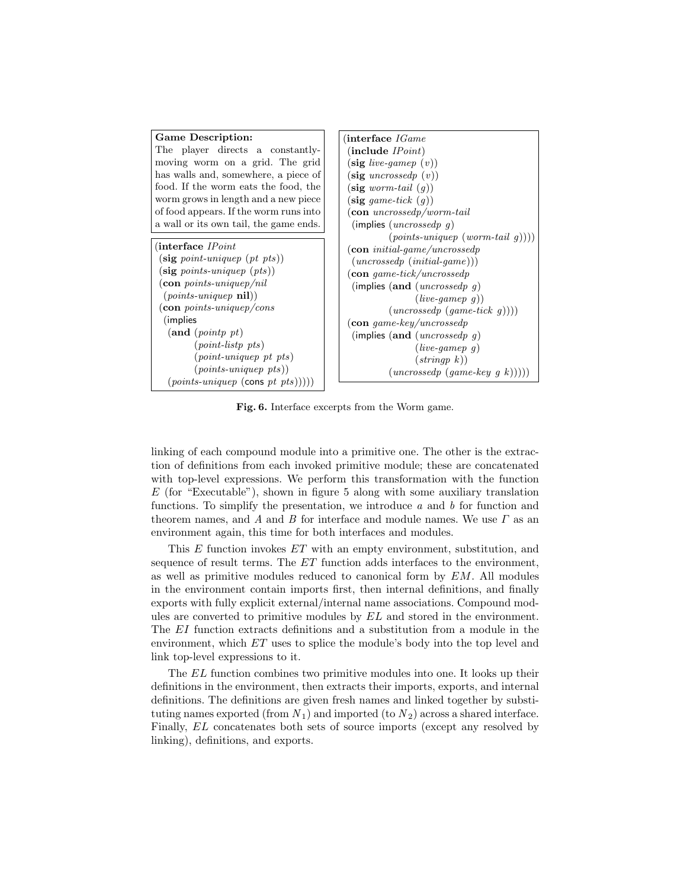**Game Description:**
The player directs a constantly-moving worm on a grid. The grid has walls and, somewhere, a piece of food. If the worm eats the food, the worm grows in length and a new piece of food appears. If the worm runs into a wall or its own tail, the game ends.

```
(interface IPoint
 (sig point-uniquep (pt pts))
 (sig points-uniquep (pts))
 (con points-uniquep/nil
  (points-uniquep nil))
 (con points-uniquep/cons
  (implies
   (and (pointp pt)
        (point-listp pts)
        (point-uniquep pt pts)
        (points-uniquep pts))
   (points-uniquep (cons pt pts)))))
```

```
(interface IGame
 (include IPoint)
 (sig live-gamep (v))
 (sig uncrossedp (v))
 (sig worm-tail (g))
 (sig game-tick (g))
 (con uncrossedp/worm-tail
  (implies (uncrossedp g)
           (points-uniquep (worm-tail g))))
 (con initial-game/uncrossedp
  (uncrossedp (initial-game)))
 (con game-tick/uncrossedp
  (implies (and (uncrossedp g)
                (live-gamep g))
           (uncrossedp (game-tick g))))
 (con game-key/uncrossedp
  (implies (and (uncrossedp g)
                (live-gamep g)
                (stringp k))
           (uncrossedp (game-key g k)))))
```

**Fig. 6.** Interface excerpts from the Worm game.

linking of each compound module into a primitive one. The other is the extraction of definitions from each invoked primitive module; these are concatenated with top-level expressions. We perform this transformation with the function $E$ (for "Executable"), shown in figure 5 along with some auxiliary translation functions. To simplify the presentation, we introduce $a$ and $b$ for function and theorem names, and $A$ and $B$ for interface and module names. We use $\Gamma$ as an environment again, this time for both interfaces and modules.

This $E$ function invokes $ET$ with an empty environment, substitution, and sequence of result terms. The $ET$ function adds interfaces to the environment, as well as primitive modules reduced to canonical form by $EM$. All modules in the environment contain imports first, then internal definitions, and finally exports with fully explicit external/internal name associations. Compound modules are converted to primitive modules by $EL$ and stored in the environment. The $EI$ function extracts definitions and a substitution from a module in the environment, which $ET$ uses to splice the module's body into the top level and link top-level expressions to it.

The $EL$ function combines two primitive modules into one. It looks up their definitions in the environment, then extracts their imports, exports, and internal definitions. The definitions are given fresh names and linked together by substituting names exported (from $N_1$) and imported (to $N_2$) across a shared interface. Finally, $EL$ concatenates both sets of source imports (except any resolved by linking), definitions, and exports.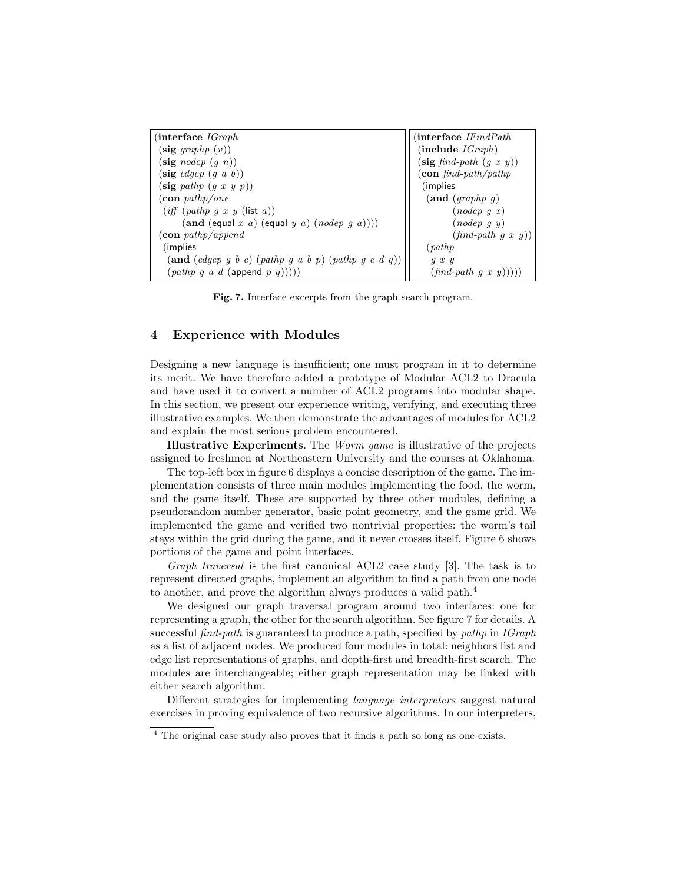```
(interface IGraph
 (sig graphp (v))
 (sig nodep (g n))
 (sig edgep (g a b))
 (sig pathp (g x y p))
 (con pathp/one
  (iff (pathp g x y (list a))
       (and (equal x a) (equal y a) (nodep g a))))
 (con pathp/append
  (implies
   (and (edgep g b c) (pathp g a b p) (pathp g c d q))
   (pathp g a d (append p q)))))
```

```
(interface IFindPath
 (include IGraph)
 (sig find-path (g x y))
 (con find-path/pathp
  (implies
   (and (graphp g)
        (nodep g x)
        (nodep g y)
        (find-path g x y))
   (pathp
    g x y
    (find-path g x y)))))
```

**Fig. 7.** Interface excerpts from the graph search program.

## 4 Experience with Modules

Designing a new language is insufficient; one must program in it to determine its merit. We have therefore added a prototype of Modular ACL2 to Dracula and have used it to convert a number of ACL2 programs into modular shape. In this section, we present our experience writing, verifying, and executing three illustrative examples. We then demonstrate the advantages of modules for ACL2 and explain the most serious problem encountered.

**Illustrative Experiments**. The *Worm game* is illustrative of the projects assigned to freshmen at Northeastern University and the courses at Oklahoma.

The top-left box in figure 6 displays a concise description of the game. The implementation consists of three main modules implementing the food, the worm, and the game itself. These are supported by three other modules, defining a pseudorandom number generator, basic point geometry, and the game grid. We implemented the game and verified two nontrivial properties: the worm's tail stays within the grid during the game, and it never crosses itself. Figure 6 shows portions of the game and point interfaces.

*Graph traversal* is the first canonical ACL2 case study [3]. The task is to represent directed graphs, implement an algorithm to find a path from one node to another, and prove the algorithm always produces a valid path.[4]

We designed our graph traversal program around two interfaces: one for representing a graph, the other for the search algorithm. See figure 7 for details. A successful *find-path* is guaranteed to produce a path, specified by *pathp* in *IGraph* as a list of adjacent nodes. We produced four modules in total: neighbors list and edge list representations of graphs, and depth-first and breadth-first search. The modules are interchangeable; either graph representation may be linked with either search algorithm.

Different strategies for implementing *language interpreters* suggest natural exercises in proving equivalence of two recursive algorithms. In our interpreters,

[4] The original case study also proves that it finds a path so long as one exists.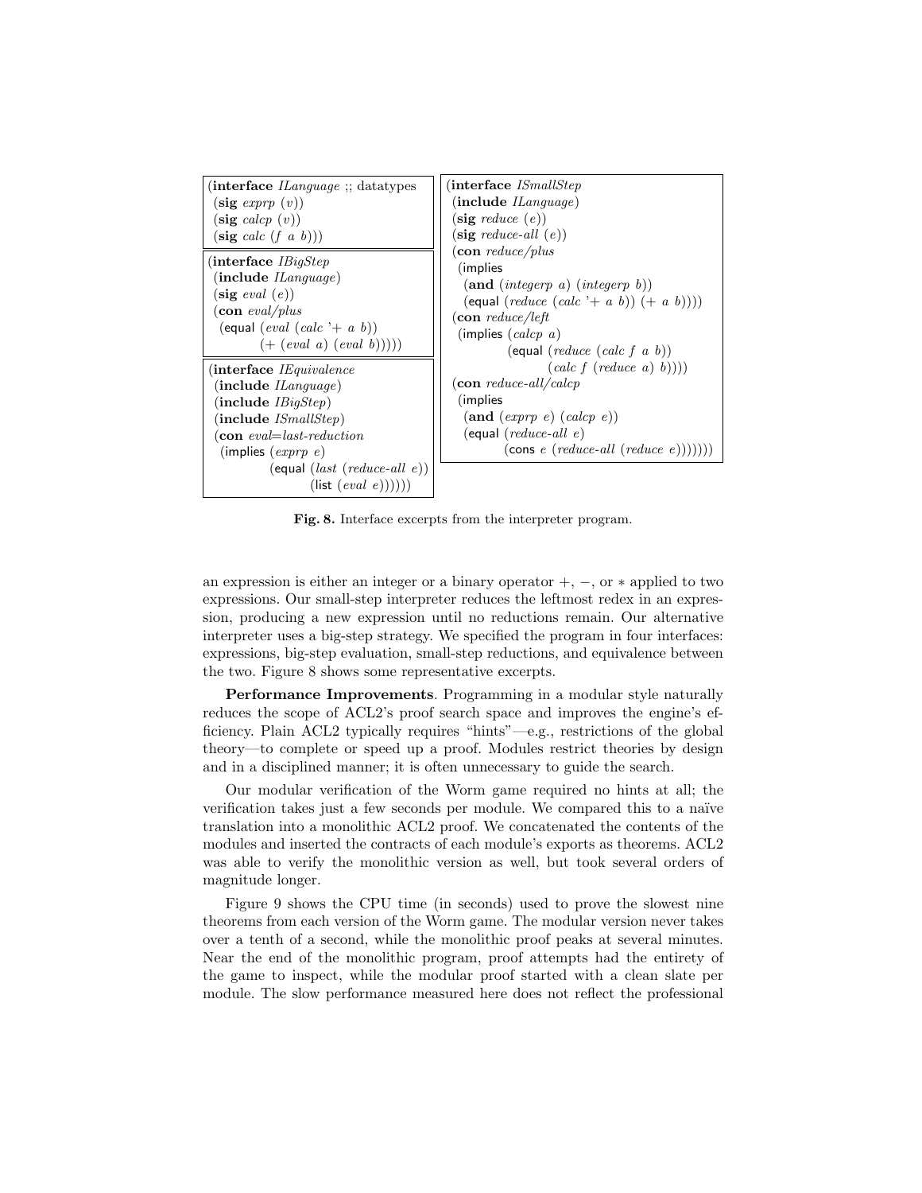```
(interface ILanguage ;; datatypes
 (sig exprp (v))
 (sig calcp (v))
 (sig calc (f a b)))
```

```
(interface IBigStep
 (include ILanguage)
 (sig eval (e))
 (con eval/plus
  (equal (eval (calc '+ a b))
         (+ (eval a) (eval b)))))
```

```
(interface IEquivalence
 (include ILanguage)
 (include IBigStep)
 (include ISmallStep)
 (con eval=last-reduction
  (implies (exprp e)
           (equal (last (reduce-all e))
                  (list (eval e))))))
```

```
(interface ISmallStep
 (include ILanguage)
 (sig reduce (e))
 (sig reduce-all (e))
 (con reduce/plus
  (implies
   (and (integerp a) (integerp b))
   (equal (reduce (calc '+ a b)) (+ a b))))
 (con reduce/left
  (implies (calcp a)
           (equal (reduce (calc f a b))
                  (calc f (reduce a) b))))
 (con reduce-all/calcp
  (implies
   (and (exprp e) (calcp e))
   (equal (reduce-all e)
          (cons e (reduce-all (reduce e)))))))
```

**Fig. 8.** Interface excerpts from the interpreter program.

an expression is either an integer or a binary operator $+$, $-$, or $*$ applied to two expressions. Our small-step interpreter reduces the leftmost redex in an expression, producing a new expression until no reductions remain. Our alternative interpreter uses a big-step strategy. We specified the program in four interfaces: expressions, big-step evaluation, small-step reductions, and equivalence between the two. Figure 8 shows some representative excerpts.

**Performance Improvements**. Programming in a modular style naturally reduces the scope of ACL2's proof search space and improves the engine's efficiency. Plain ACL2 typically requires "hints"—e.g., restrictions of the global theory—to complete or speed up a proof. Modules restrict theories by design and in a disciplined manner; it is often unnecessary to guide the search.

Our modular verification of the Worm game required no hints at all; the verification takes just a few seconds per module. We compared this to a naïve translation into a monolithic ACL2 proof. We concatenated the contents of the modules and inserted the contracts of each module's exports as theorems. ACL2 was able to verify the monolithic version as well, but took several orders of magnitude longer.

Figure 9 shows the CPU time (in seconds) used to prove the slowest nine theorems from each version of the Worm game. The modular version never takes over a tenth of a second, while the monolithic proof peaks at several minutes. Near the end of the monolithic program, proof attempts had the entirety of the game to inspect, while the modular proof started with a clean slate per module. The slow performance measured here does not reflect the professional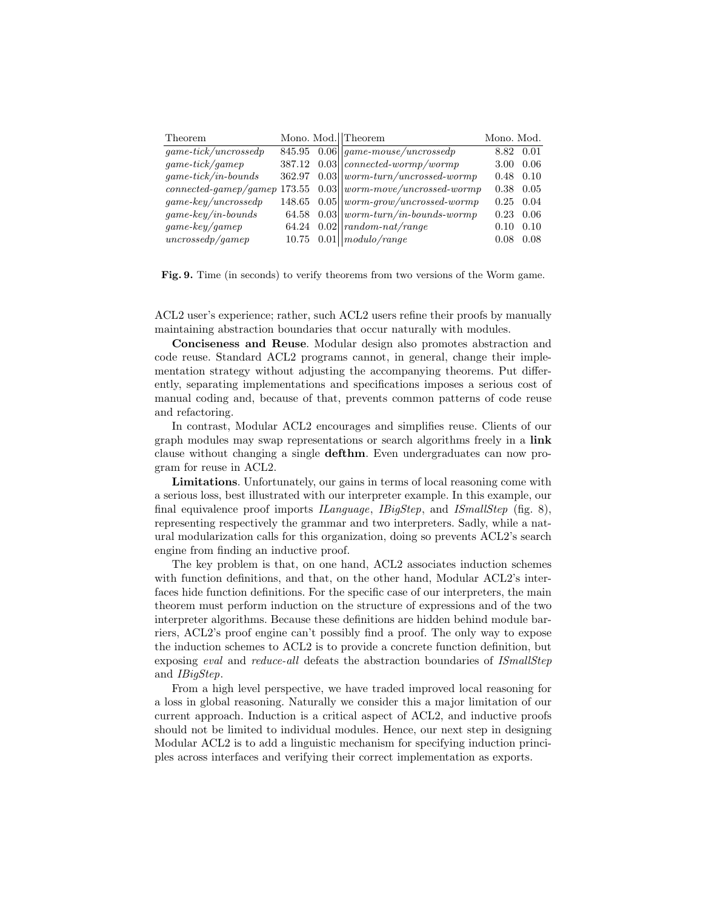| Theorem | Mono. | Mod. | Theorem | Mono. | Mod. |
|---|---|---|---|---|---|
| *game-tick/uncrossedp* | 845.95 | 0.06 | *game-mouse/uncrossedp* | 8.82 | 0.01 |
| *game-tick/gamep* | 387.12 | 0.03 | *connected-wormp/wormp* | 3.00 | 0.06 |
| *game-tick/in-bounds* | 362.97 | 0.03 | *worm-turn/uncrossed-wormp* | 0.48 | 0.10 |
| *connected-gamep/gamep* | 173.55 | 0.03 | *worm-move/uncrossed-wormp* | 0.38 | 0.05 |
| *game-key/uncrossedp* | 148.65 | 0.05 | *worm-grow/uncrossed-wormp* | 0.25 | 0.04 |
| *game-key/in-bounds* | 64.58 | 0.03 | *worm-turn/in-bounds-wormp* | 0.23 | 0.06 |
| *game-key/gamep* | 64.24 | 0.02 | *random-nat/range* | 0.10 | 0.10 |
| *uncrossedp/gamep* | 10.75 | 0.01 | *modulo/range* | 0.08 | 0.08 |

**Fig. 9.** Time (in seconds) to verify theorems from two versions of the Worm game.

ACL2 user's experience; rather, such ACL2 users refine their proofs by manually maintaining abstraction boundaries that occur naturally with modules.

**Conciseness and Reuse**. Modular design also promotes abstraction and code reuse. Standard ACL2 programs cannot, in general, change their implementation strategy without adjusting the accompanying theorems. Put differently, separating implementations and specifications imposes a serious cost of manual coding and, because of that, prevents common patterns of code reuse and refactoring.

In contrast, Modular ACL2 encourages and simplifies reuse. Clients of our graph modules may swap representations or search algorithms freely in a **link** clause without changing a single **defthm**. Even undergraduates can now program for reuse in ACL2.

**Limitations**. Unfortunately, our gains in terms of local reasoning come with a serious loss, best illustrated with our interpreter example. In this example, our final equivalence proof imports *ILanguage*, *IBigStep*, and *ISmallStep* (fig. 8), representing respectively the grammar and two interpreters. Sadly, while a natural modularization calls for this organization, doing so prevents ACL2's search engine from finding an inductive proof.

The key problem is that, on one hand, ACL2 associates induction schemes with function definitions, and that, on the other hand, Modular ACL2's interfaces hide function definitions. For the specific case of our interpreters, the main theorem must perform induction on the structure of expressions and of the two interpreter algorithms. Because these definitions are hidden behind module barriers, ACL2's proof engine can't possibly find a proof. The only way to expose the induction schemes to ACL2 is to provide a concrete function definition, but exposing *eval* and *reduce-all* defeats the abstraction boundaries of *ISmallStep* and *IBigStep*.

From a high level perspective, we have traded improved local reasoning for a loss in global reasoning. Naturally we consider this a major limitation of our current approach. Induction is a critical aspect of ACL2, and inductive proofs should not be limited to individual modules. Hence, our next step in designing Modular ACL2 is to add a linguistic mechanism for specifying induction principles across interfaces and verifying their correct implementation as exports.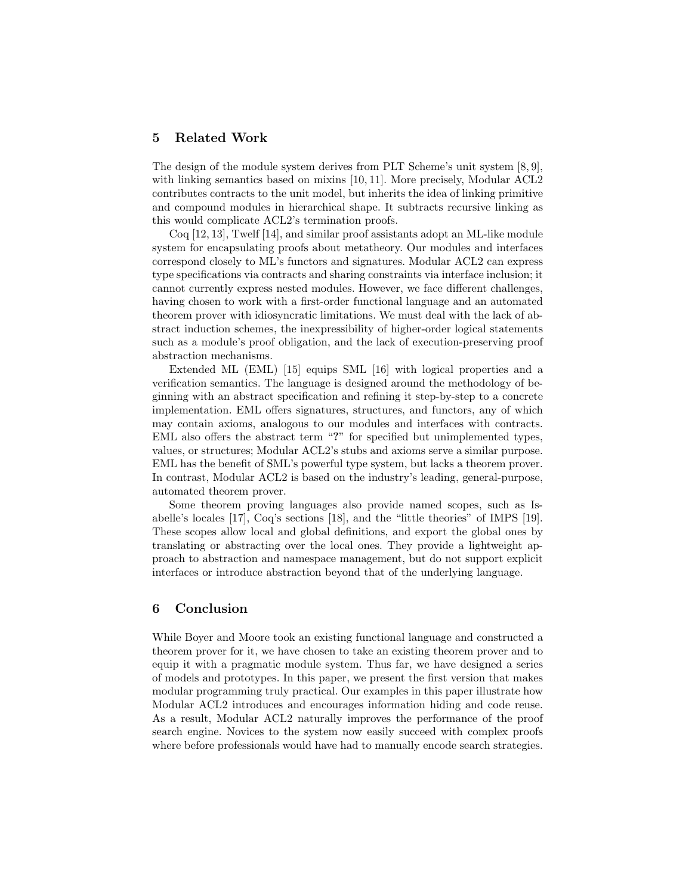## 5 Related Work

The design of the module system derives from PLT Scheme's unit system [8, 9], with linking semantics based on mixins [10, 11]. More precisely, Modular ACL2 contributes contracts to the unit model, but inherits the idea of linking primitive and compound modules in hierarchical shape. It subtracts recursive linking as this would complicate ACL2's termination proofs.

Coq [12, 13], Twelf [14], and similar proof assistants adopt an ML-like module system for encapsulating proofs about metatheory. Our modules and interfaces correspond closely to ML's functors and signatures. Modular ACL2 can express type specifications via contracts and sharing constraints via interface inclusion; it cannot currently express nested modules. However, we face different challenges, having chosen to work with a first-order functional language and an automated theorem prover with idiosyncratic limitations. We must deal with the lack of abstract induction schemes, the inexpressibility of higher-order logical statements such as a module's proof obligation, and the lack of execution-preserving proof abstraction mechanisms.

Extended ML (EML) [15] equips SML [16] with logical properties and a verification semantics. The language is designed around the methodology of beginning with an abstract specification and refining it step-by-step to a concrete implementation. EML offers signatures, structures, and functors, any of which may contain axioms, analogous to our modules and interfaces with contracts. EML also offers the abstract term "**?**" for specified but unimplemented types, values, or structures; Modular ACL2's stubs and axioms serve a similar purpose. EML has the benefit of SML's powerful type system, but lacks a theorem prover. In contrast, Modular ACL2 is based on the industry's leading, general-purpose, automated theorem prover.

Some theorem proving languages also provide named scopes, such as Isabelle's locales [17], Coq's sections [18], and the "little theories" of IMPS [19]. These scopes allow local and global definitions, and export the global ones by translating or abstracting over the local ones. They provide a lightweight approach to abstraction and namespace management, but do not support explicit interfaces or introduce abstraction beyond that of the underlying language.

## 6 Conclusion

While Boyer and Moore took an existing functional language and constructed a theorem prover for it, we have chosen to take an existing theorem prover and to equip it with a pragmatic module system. Thus far, we have designed a series of models and prototypes. In this paper, we present the first version that makes modular programming truly practical. Our examples in this paper illustrate how Modular ACL2 introduces and encourages information hiding and code reuse. As a result, Modular ACL2 naturally improves the performance of the proof search engine. Novices to the system now easily succeed with complex proofs where before professionals would have had to manually encode search strategies.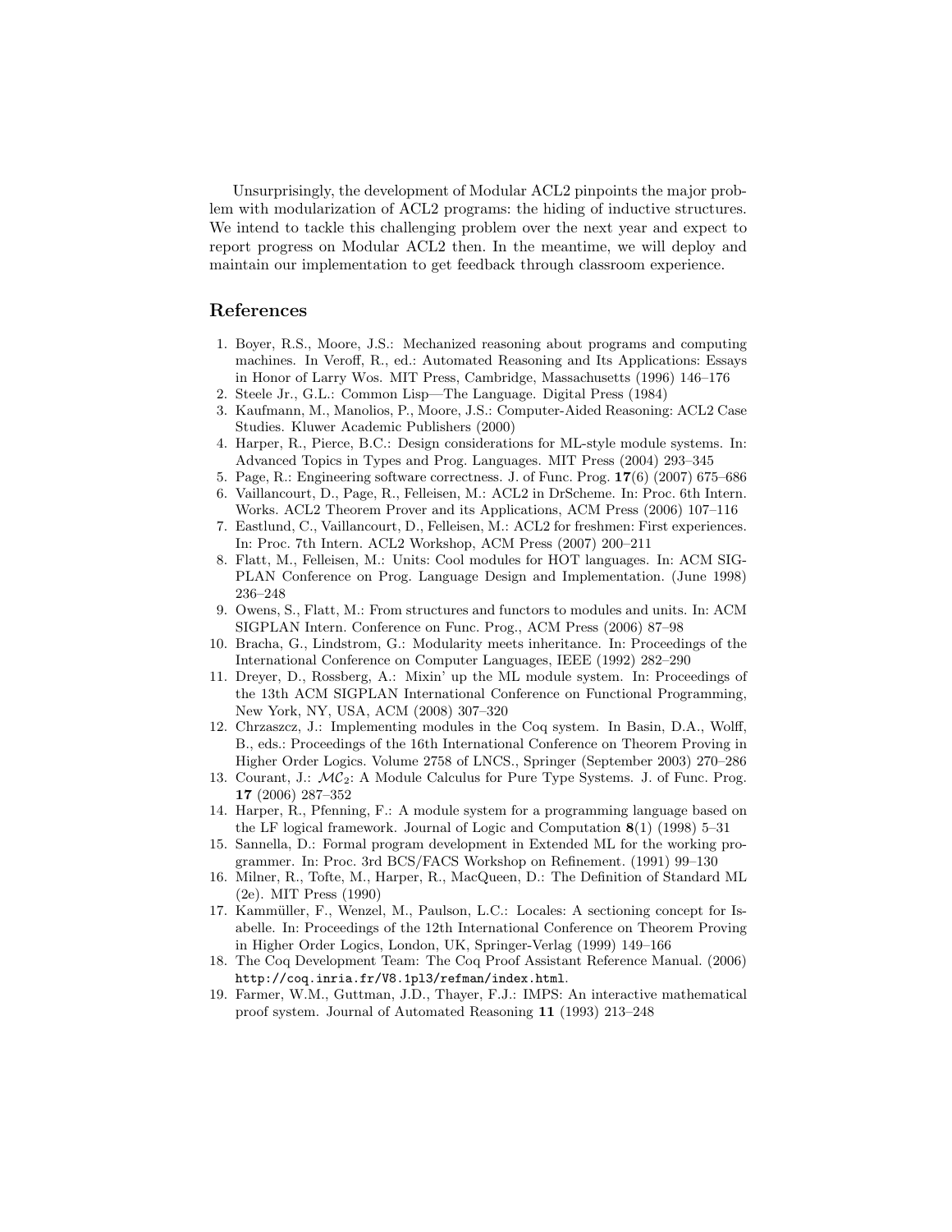Unsurprisingly, the development of Modular ACL2 pinpoints the major problem with modularization of ACL2 programs: the hiding of inductive structures. We intend to tackle this challenging problem over the next year and expect to report progress on Modular ACL2 then. In the meantime, we will deploy and maintain our implementation to get feedback through classroom experience.

## References

1. Boyer, R.S., Moore, J.S.: Mechanized reasoning about programs and computing machines. In Veroff, R., ed.: Automated Reasoning and Its Applications: Essays in Honor of Larry Wos. MIT Press, Cambridge, Massachusetts (1996) 146–176
2. Steele Jr., G.L.: Common Lisp—The Language. Digital Press (1984)
3. Kaufmann, M., Manolios, P., Moore, J.S.: Computer-Aided Reasoning: ACL2 Case Studies. Kluwer Academic Publishers (2000)
4. Harper, R., Pierce, B.C.: Design considerations for ML-style module systems. In: Advanced Topics in Types and Prog. Languages. MIT Press (2004) 293–345
5. Page, R.: Engineering software correctness. J. of Func. Prog. **17**(6) (2007) 675–686
6. Vaillancourt, D., Page, R., Felleisen, M.: ACL2 in DrScheme. In: Proc. 6th Intern. Works. ACL2 Theorem Prover and its Applications, ACM Press (2006) 107–116
7. Eastlund, C., Vaillancourt, D., Felleisen, M.: ACL2 for freshmen: First experiences. In: Proc. 7th Intern. ACL2 Workshop, ACM Press (2007) 200–211
8. Flatt, M., Felleisen, M.: Units: Cool modules for HOT languages. In: ACM SIGPLAN Conference on Prog. Language Design and Implementation. (June 1998) 236–248
9. Owens, S., Flatt, M.: From structures and functors to modules and units. In: ACM SIGPLAN Intern. Conference on Func. Prog., ACM Press (2006) 87–98
10. Bracha, G., Lindstrom, G.: Modularity meets inheritance. In: Proceedings of the International Conference on Computer Languages, IEEE (1992) 282–290
11. Dreyer, D., Rossberg, A.: Mixin' up the ML module system. In: Proceedings of the 13th ACM SIGPLAN International Conference on Functional Programming, New York, NY, USA, ACM (2008) 307–320
12. Chrzaszcz, J.: Implementing modules in the Coq system. In Basin, D.A., Wolff, B., eds.: Proceedings of the 16th International Conference on Theorem Proving in Higher Order Logics. Volume 2758 of LNCS., Springer (September 2003) 270–286
13. Courant, J.: $\mathcal{MC}_2$: A Module Calculus for Pure Type Systems. J. of Func. Prog. **17** (2006) 287–352
14. Harper, R., Pfenning, F.: A module system for a programming language based on the LF logical framework. Journal of Logic and Computation **8**(1) (1998) 5–31
15. Sannella, D.: Formal program development in Extended ML for the working programmer. In: Proc. 3rd BCS/FACS Workshop on Refinement. (1991) 99–130
16. Milner, R., Tofte, M., Harper, R., MacQueen, D.: The Definition of Standard ML (2e). MIT Press (1990)
17. Kammüller, F., Wenzel, M., Paulson, L.C.: Locales: A sectioning concept for Isabelle. In: Proceedings of the 12th International Conference on Theorem Proving in Higher Order Logics, London, UK, Springer-Verlag (1999) 149–166
18. The Coq Development Team: The Coq Proof Assistant Reference Manual. (2006) `http://coq.inria.fr/V8.1pl3/refman/index.html`.
19. Farmer, W.M., Guttman, J.D., Thayer, F.J.: IMPS: An interactive mathematical proof system. Journal of Automated Reasoning **11** (1993) 213–248